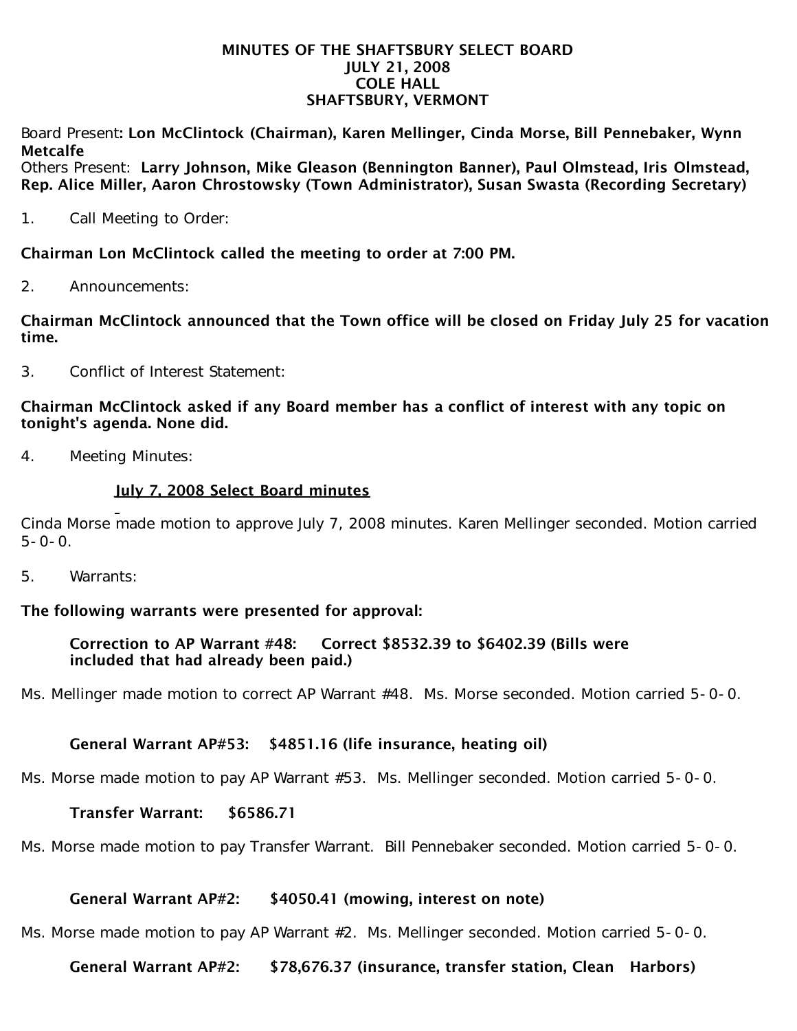# MINUTES OF THE SHAFTSBURY SELECT BOARD
## JULY 21, 2008
## COLE HALL
## SHAFTSBURY, VERMONT

Board Present: **Lon McClintock (Chairman), Karen Mellinger, Cinda Morse, Bill Pennebaker, Wynn Metcalfe**

Others Present: **Larry Johnson, Mike Gleason (Bennington Banner), Paul Olmstead, Iris Olmstead, Rep. Alice Miller, Aaron Chrostowsky (Town Administrator), Susan Swasta (Recording Secretary)**

1. Call Meeting to Order:

**Chairman Lon McClintock called the meeting to order at 7:00 PM.**

2. Announcements:

**Chairman McClintock announced that the Town office will be closed on Friday July 25 for vacation time.**

3. Conflict of Interest Statement:

**Chairman McClintock asked if any Board member has a conflict of interest with any topic on tonight's agenda. None did.**

4. Meeting Minutes:

**July 7, 2008 Select Board minutes**

Cinda Morse made motion to approve July 7, 2008 minutes. Karen Mellinger seconded. Motion carried 5-0-0.

5. Warrants:

**The following warrants were presented for approval:**

**Correction to AP Warrant #48: Correct $8532.39 to $6402.39 (Bills were included that had already been paid.)**

Ms. Mellinger made motion to correct AP Warrant #48. Ms. Morse seconded. Motion carried 5-0-0.

**General Warrant AP#53: $4851.16 (life insurance, heating oil)**

Ms. Morse made motion to pay AP Warrant #53. Ms. Mellinger seconded. Motion carried 5-0-0.

**Transfer Warrant: $6586.71**

Ms. Morse made motion to pay Transfer Warrant. Bill Pennebaker seconded. Motion carried 5-0-0.

**General Warrant AP#2: $4050.41 (mowing, interest on note)**

Ms. Morse made motion to pay AP Warrant #2. Ms. Mellinger seconded. Motion carried 5-0-0.

**General Warrant AP#2: $78,676.37 (insurance, transfer station, Clean Harbors)**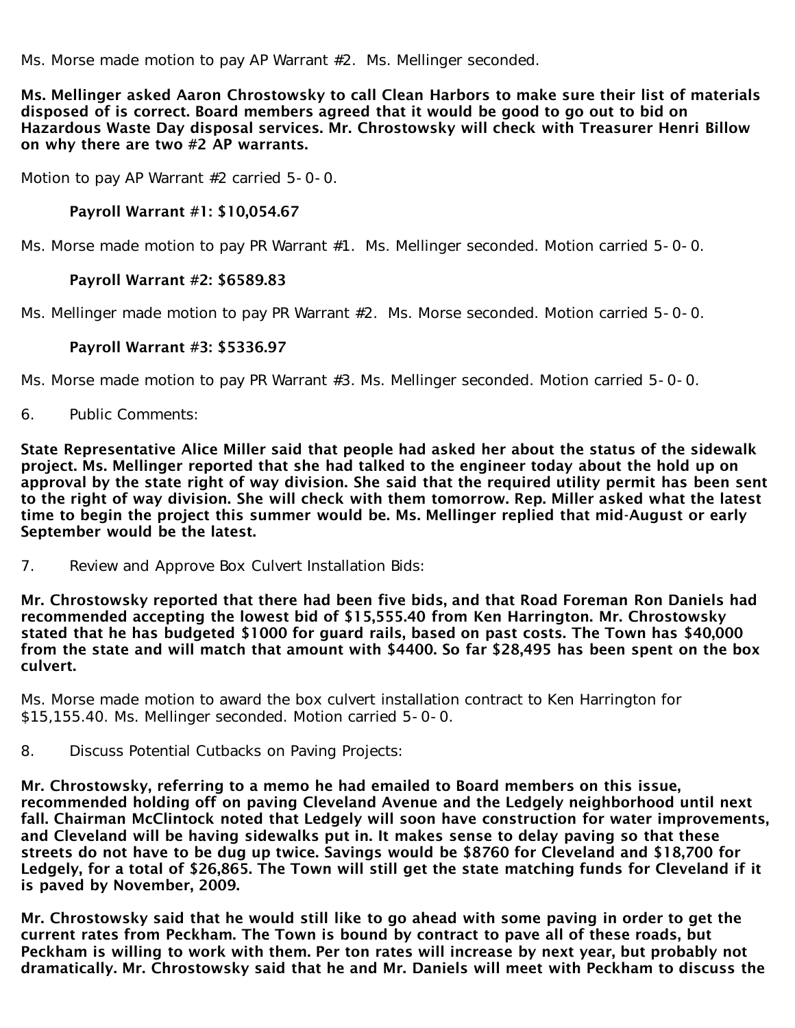Ms. Morse made motion to pay AP Warrant #2. Ms. Mellinger seconded.

**Ms. Mellinger asked Aaron Chrostowsky to call Clean Harbors to make sure their list of materials disposed of is correct. Board members agreed that it would be good to go out to bid on Hazardous Waste Day disposal services. Mr. Chrostowsky will check with Treasurer Henri Billow on why there are two #2 AP warrants.**

Motion to pay AP Warrant #2 carried 5-0-0.

**Payroll Warrant #1: $10,054.67**

Ms. Morse made motion to pay PR Warrant #1. Ms. Mellinger seconded. Motion carried 5-0-0.

**Payroll Warrant #2: $6589.83**

Ms. Mellinger made motion to pay PR Warrant #2. Ms. Morse seconded. Motion carried 5-0-0.

**Payroll Warrant #3: $5336.97**

Ms. Morse made motion to pay PR Warrant #3. Ms. Mellinger seconded. Motion carried 5-0-0.

6. Public Comments:

**State Representative Alice Miller said that people had asked her about the status of the sidewalk project. Ms. Mellinger reported that she had talked to the engineer today about the hold up on approval by the state right of way division. She said that the required utility permit has been sent to the right of way division. She will check with them tomorrow. Rep. Miller asked what the latest time to begin the project this summer would be. Ms. Mellinger replied that mid-August or early September would be the latest.**

7. Review and Approve Box Culvert Installation Bids:

**Mr. Chrostowsky reported that there had been five bids, and that Road Foreman Ron Daniels had recommended accepting the lowest bid of $15,555.40 from Ken Harrington. Mr. Chrostowsky stated that he has budgeted $1000 for guard rails, based on past costs. The Town has $40,000 from the state and will match that amount with $4400. So far $28,495 has been spent on the box culvert.**

Ms. Morse made motion to award the box culvert installation contract to Ken Harrington for $15,155.40. Ms. Mellinger seconded. Motion carried 5-0-0.

8. Discuss Potential Cutbacks on Paving Projects:

**Mr. Chrostowsky, referring to a memo he had emailed to Board members on this issue, recommended holding off on paving Cleveland Avenue and the Ledgely neighborhood until next fall. Chairman McClintock noted that Ledgely will soon have construction for water improvements, and Cleveland will be having sidewalks put in. It makes sense to delay paving so that these streets do not have to be dug up twice. Savings would be $8760 for Cleveland and $18,700 for Ledgely, for a total of $26,865. The Town will still get the state matching funds for Cleveland if it is paved by November, 2009.**

**Mr. Chrostowsky said that he would still like to go ahead with some paving in order to get the current rates from Peckham. The Town is bound by contract to pave all of these roads, but Peckham is willing to work with them. Per ton rates will increase by next year, but probably not dramatically. Mr. Chrostowsky said that he and Mr. Daniels will meet with Peckham to discuss the**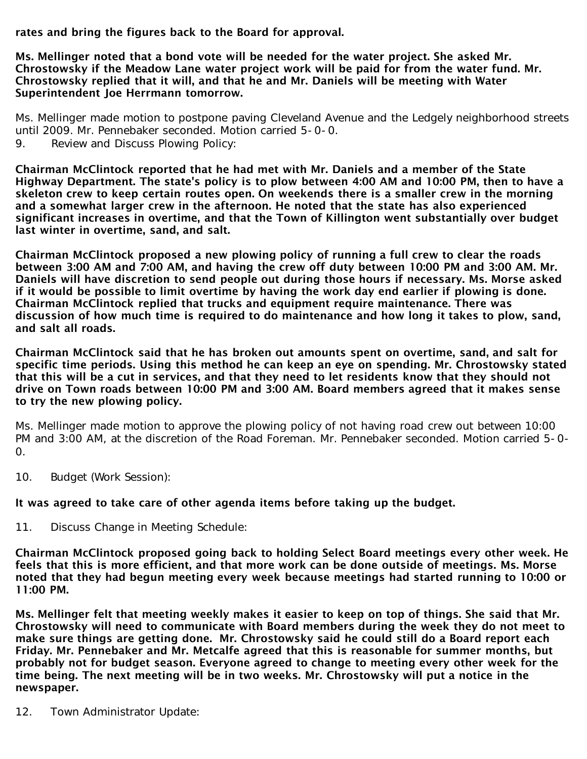**rates and bring the figures back to the Board for approval.**

**Ms. Mellinger noted that a bond vote will be needed for the water project. She asked Mr. Chrostowsky if the Meadow Lane water project work will be paid for from the water fund. Mr. Chrostowsky replied that it will, and that he and Mr. Daniels will be meeting with Water Superintendent Joe Herrmann tomorrow.**

Ms. Mellinger made motion to postpone paving Cleveland Avenue and the Ledgely neighborhood streets until 2009. Mr. Pennebaker seconded. Motion carried 5-0-0.

9. Review and Discuss Plowing Policy:

**Chairman McClintock reported that he had met with Mr. Daniels and a member of the State Highway Department. The state's policy is to plow between 4:00 AM and 10:00 PM, then to have a skeleton crew to keep certain routes open. On weekends there is a smaller crew in the morning and a somewhat larger crew in the afternoon. He noted that the state has also experienced significant increases in overtime, and that the Town of Killington went substantially over budget last winter in overtime, sand, and salt.**

**Chairman McClintock proposed a new plowing policy of running a full crew to clear the roads between 3:00 AM and 7:00 AM, and having the crew off duty between 10:00 PM and 3:00 AM. Mr. Daniels will have discretion to send people out during those hours if necessary. Ms. Morse asked if it would be possible to limit overtime by having the work day end earlier if plowing is done. Chairman McClintock replied that trucks and equipment require maintenance. There was discussion of how much time is required to do maintenance and how long it takes to plow, sand, and salt all roads.**

**Chairman McClintock said that he has broken out amounts spent on overtime, sand, and salt for specific time periods. Using this method he can keep an eye on spending. Mr. Chrostowsky stated that this will be a cut in services, and that they need to let residents know that they should not drive on Town roads between 10:00 PM and 3:00 AM. Board members agreed that it makes sense to try the new plowing policy.**

Ms. Mellinger made motion to approve the plowing policy of not having road crew out between 10:00 PM and 3:00 AM, at the discretion of the Road Foreman. Mr. Pennebaker seconded. Motion carried 5-0-0.

10. Budget (Work Session):

**It was agreed to take care of other agenda items before taking up the budget.**

11. Discuss Change in Meeting Schedule:

**Chairman McClintock proposed going back to holding Select Board meetings every other week. He feels that this is more efficient, and that more work can be done outside of meetings. Ms. Morse noted that they had begun meeting every week because meetings had started running to 10:00 or 11:00 PM.**

**Ms. Mellinger felt that meeting weekly makes it easier to keep on top of things. She said that Mr. Chrostowsky will need to communicate with Board members during the week they do not meet to make sure things are getting done. Mr. Chrostowsky said he could still do a Board report each Friday. Mr. Pennebaker and Mr. Metcalfe agreed that this is reasonable for summer months, but probably not for budget season. Everyone agreed to change to meeting every other week for the time being. The next meeting will be in two weeks. Mr. Chrostowsky will put a notice in the newspaper.**

12. Town Administrator Update: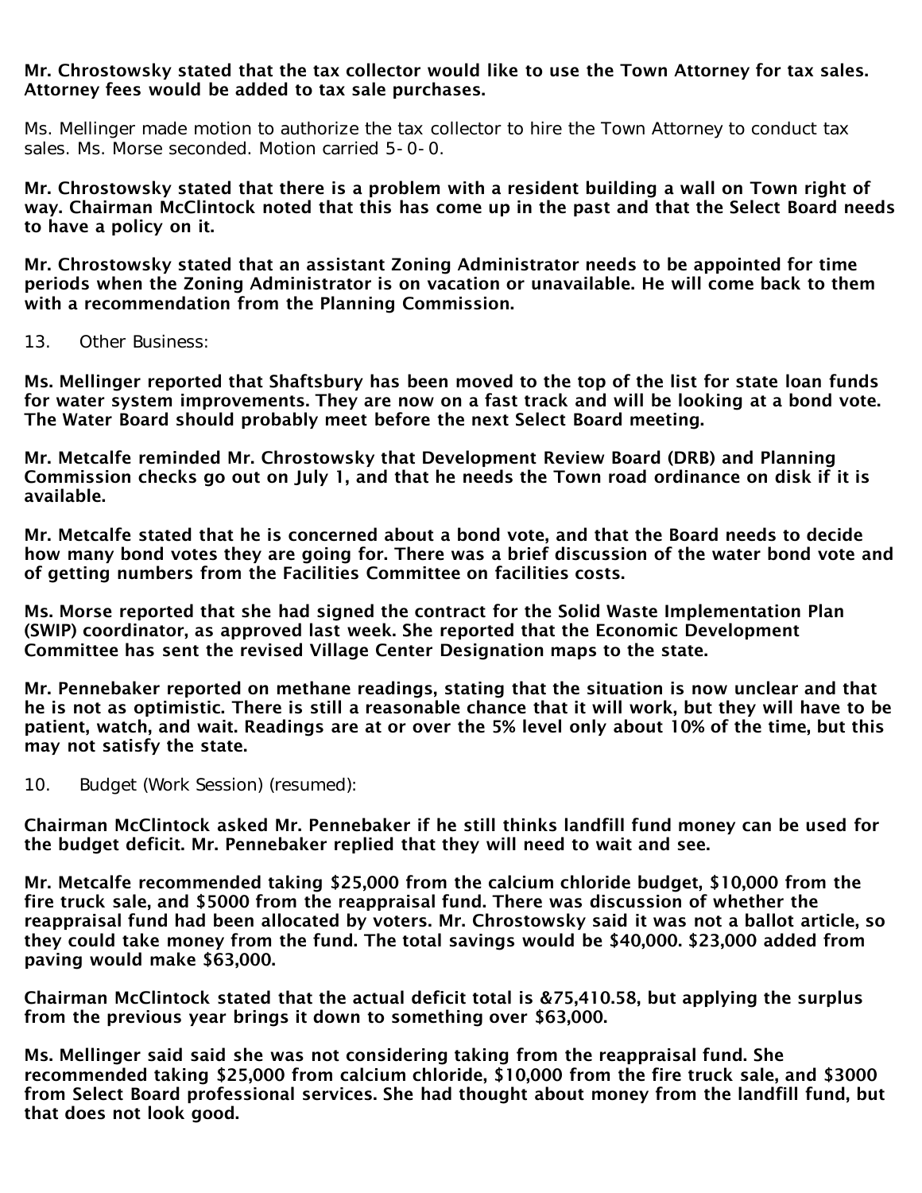**Mr. Chrostowsky stated that the tax collector would like to use the Town Attorney for tax sales. Attorney fees would be added to tax sale purchases.**

Ms. Mellinger made motion to authorize the tax collector to hire the Town Attorney to conduct tax sales. Ms. Morse seconded. Motion carried 5-0-0.

**Mr. Chrostowsky stated that there is a problem with a resident building a wall on Town right of way. Chairman McClintock noted that this has come up in the past and that the Select Board needs to have a policy on it.**

**Mr. Chrostowsky stated that an assistant Zoning Administrator needs to be appointed for time periods when the Zoning Administrator is on vacation or unavailable. He will come back to them with a recommendation from the Planning Commission.**

13. Other Business:

**Ms. Mellinger reported that Shaftsbury has been moved to the top of the list for state loan funds for water system improvements. They are now on a fast track and will be looking at a bond vote. The Water Board should probably meet before the next Select Board meeting.**

**Mr. Metcalfe reminded Mr. Chrostowsky that Development Review Board (DRB) and Planning Commission checks go out on July 1, and that he needs the Town road ordinance on disk if it is available.**

**Mr. Metcalfe stated that he is concerned about a bond vote, and that the Board needs to decide how many bond votes they are going for. There was a brief discussion of the water bond vote and of getting numbers from the Facilities Committee on facilities costs.**

**Ms. Morse reported that she had signed the contract for the Solid Waste Implementation Plan (SWIP) coordinator, as approved last week. She reported that the Economic Development Committee has sent the revised Village Center Designation maps to the state.**

**Mr. Pennebaker reported on methane readings, stating that the situation is now unclear and that he is not as optimistic. There is still a reasonable chance that it will work, but they will have to be patient, watch, and wait. Readings are at or over the 5% level only about 10% of the time, but this may not satisfy the state.**

10. Budget (Work Session) (resumed):

**Chairman McClintock asked Mr. Pennebaker if he still thinks landfill fund money can be used for the budget deficit. Mr. Pennebaker replied that they will need to wait and see.**

**Mr. Metcalfe recommended taking $25,000 from the calcium chloride budget, $10,000 from the fire truck sale, and $5000 from the reappraisal fund. There was discussion of whether the reappraisal fund had been allocated by voters. Mr. Chrostowsky said it was not a ballot article, so they could take money from the fund. The total savings would be $40,000. $23,000 added from paving would make $63,000.**

**Chairman McClintock stated that the actual deficit total is &75,410.58, but applying the surplus from the previous year brings it down to something over $63,000.**

**Ms. Mellinger said said she was not considering taking from the reappraisal fund. She recommended taking $25,000 from calcium chloride, $10,000 from the fire truck sale, and $3000 from Select Board professional services. She had thought about money from the landfill fund, but that does not look good.**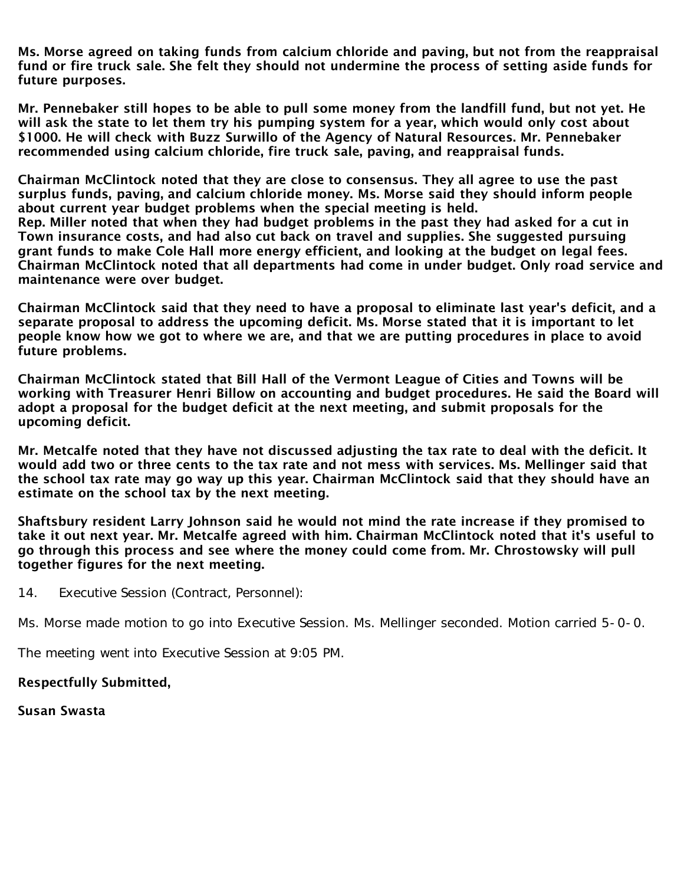**Ms. Morse agreed on taking funds from calcium chloride and paving, but not from the reappraisal fund or fire truck sale. She felt they should not undermine the process of setting aside funds for future purposes.**

**Mr. Pennebaker still hopes to be able to pull some money from the landfill fund, but not yet. He will ask the state to let them try his pumping system for a year, which would only cost about $1000. He will check with Buzz Surwillo of the Agency of Natural Resources. Mr. Pennebaker recommended using calcium chloride, fire truck sale, paving, and reappraisal funds.**

**Chairman McClintock noted that they are close to consensus. They all agree to use the past surplus funds, paving, and calcium chloride money. Ms. Morse said they should inform people about current year budget problems when the special meeting is held.**
**Rep. Miller noted that when they had budget problems in the past they had asked for a cut in Town insurance costs, and had also cut back on travel and supplies. She suggested pursuing grant funds to make Cole Hall more energy efficient, and looking at the budget on legal fees. Chairman McClintock noted that all departments had come in under budget. Only road service and maintenance were over budget.**

**Chairman McClintock said that they need to have a proposal to eliminate last year's deficit, and a separate proposal to address the upcoming deficit. Ms. Morse stated that it is important to let people know how we got to where we are, and that we are putting procedures in place to avoid future problems.**

**Chairman McClintock stated that Bill Hall of the Vermont League of Cities and Towns will be working with Treasurer Henri Billow on accounting and budget procedures. He said the Board will adopt a proposal for the budget deficit at the next meeting, and submit proposals for the upcoming deficit.**

**Mr. Metcalfe noted that they have not discussed adjusting the tax rate to deal with the deficit. It would add two or three cents to the tax rate and not mess with services. Ms. Mellinger said that the school tax rate may go way up this year. Chairman McClintock said that they should have an estimate on the school tax by the next meeting.**

**Shaftsbury resident Larry Johnson said he would not mind the rate increase if they promised to take it out next year. Mr. Metcalfe agreed with him. Chairman McClintock noted that it's useful to go through this process and see where the money could come from. Mr. Chrostowsky will pull together figures for the next meeting.**

14. Executive Session (Contract, Personnel):

Ms. Morse made motion to go into Executive Session. Ms. Mellinger seconded. Motion carried 5-0-0.

The meeting went into Executive Session at 9:05 PM.

**Respectfully Submitted,**

**Susan Swasta**